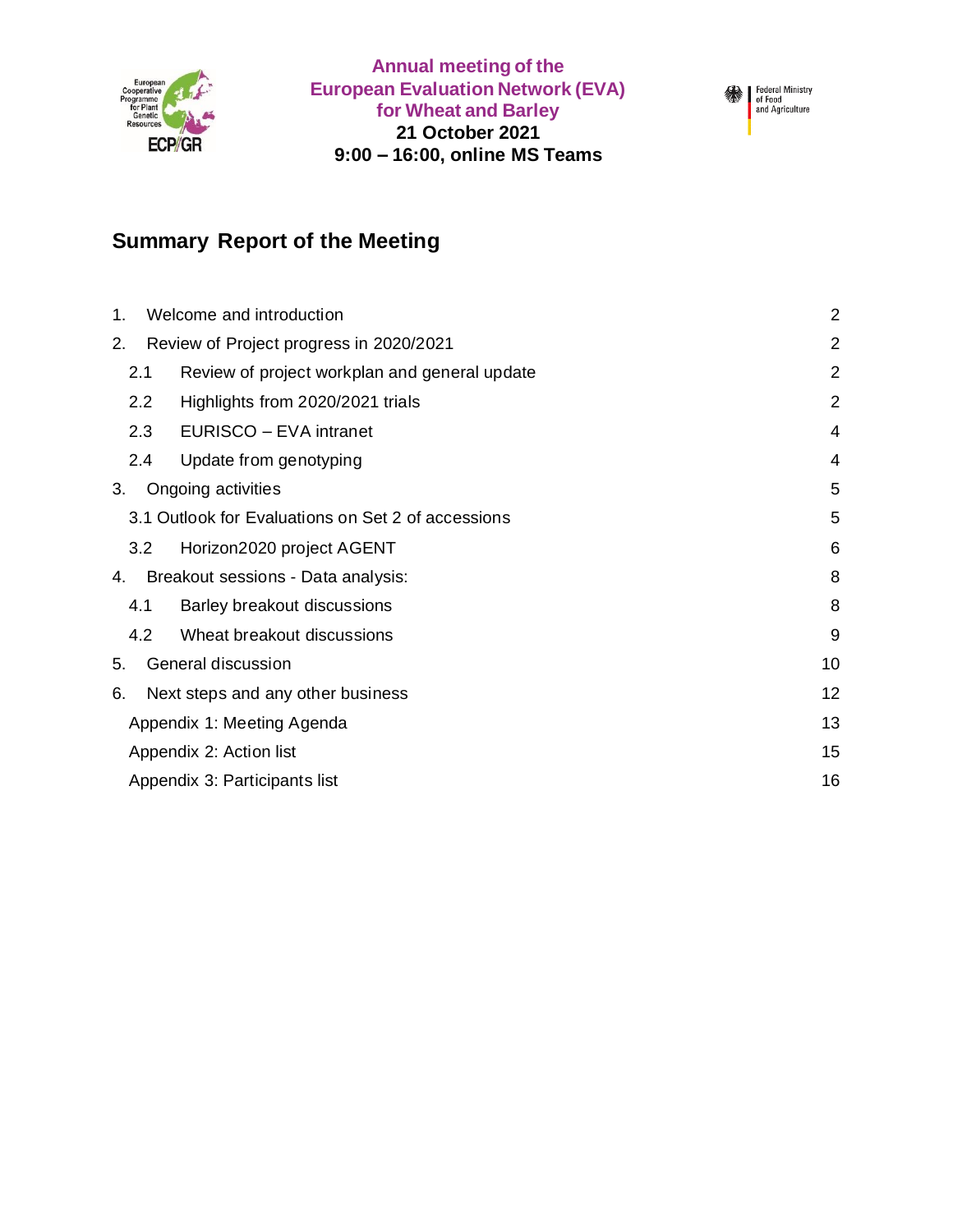**Annual meeting of the European Evaluation Network (EVA) for Wheat and Barley**
**21 October 2021**
**9:00 – 16:00, online MS Teams**

Federal Ministry of Food and Agriculture

# Summary Report of the Meeting

| | | |
|---|---|---|
| 1. | Welcome and introduction | 2 |
| 2. | Review of Project progress in 2020/2021 | 2 |
| 2.1 | Review of project workplan and general update | 2 |
| 2.2 | Highlights from 2020/2021 trials | 2 |
| 2.3 | EURISCO – EVA intranet | 4 |
| 2.4 | Update from genotyping | 4 |
| 3. | Ongoing activities | 5 |
| 3.1 | Outlook for Evaluations on Set 2 of accessions | 5 |
| 3.2 | Horizon2020 project AGENT | 6 |
| 4. | Breakout sessions - Data analysis: | 8 |
| 4.1 | Barley breakout discussions | 8 |
| 4.2 | Wheat breakout discussions | 9 |
| 5. | General discussion | 10 |
| 6. | Next steps and any other business | 12 |
| | Appendix 1: Meeting Agenda | 13 |
| | Appendix 2: Action list | 15 |
| | Appendix 3: Participants list | 16 |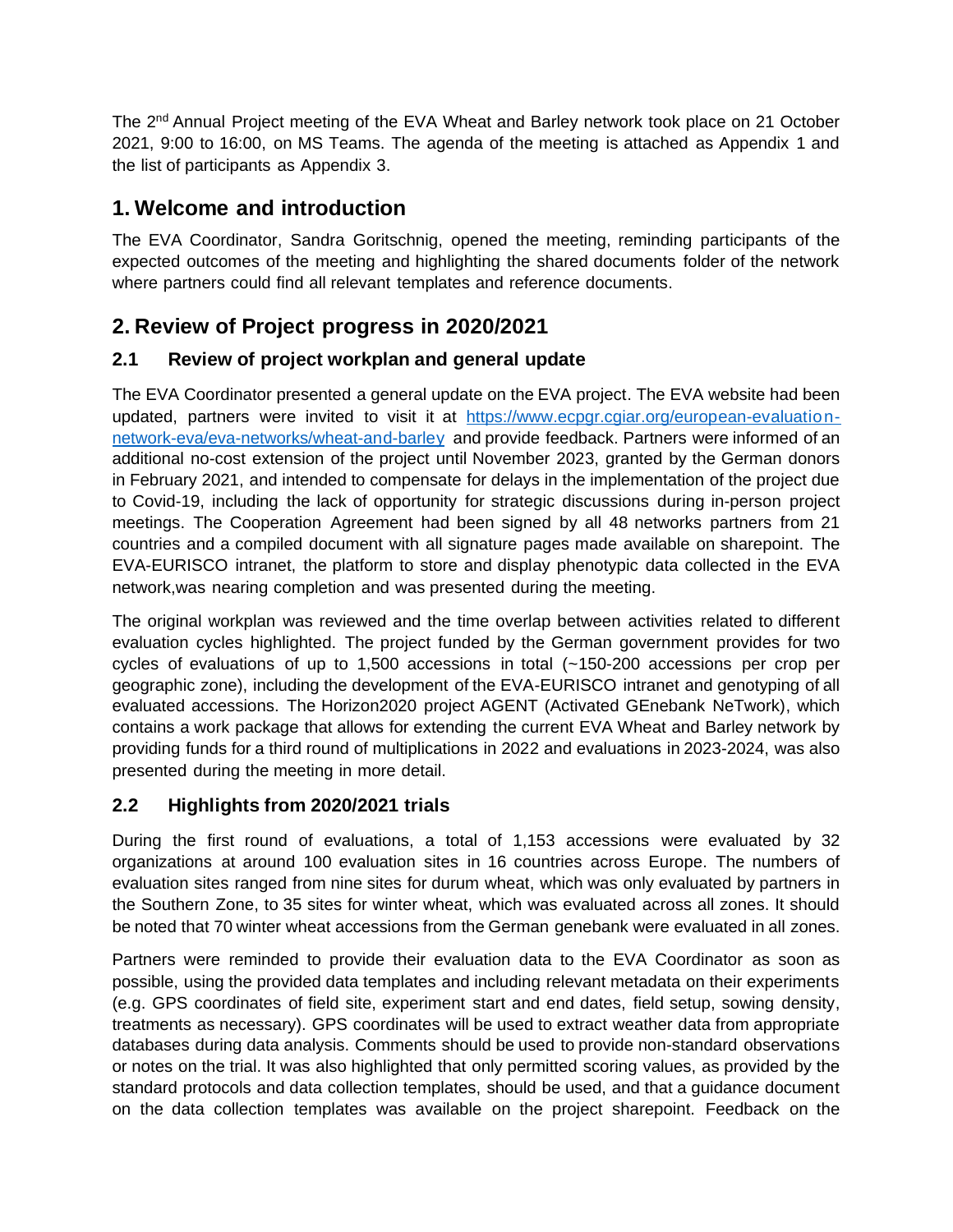The 2nd Annual Project meeting of the EVA Wheat and Barley network took place on 21 October 2021, 9:00 to 16:00, on MS Teams. The agenda of the meeting is attached as Appendix 1 and the list of participants as Appendix 3.

# 1. Welcome and introduction

The EVA Coordinator, Sandra Goritschnig, opened the meeting, reminding participants of the expected outcomes of the meeting and highlighting the shared documents folder of the network where partners could find all relevant templates and reference documents.

# 2. Review of Project progress in 2020/2021

## 2.1 Review of project workplan and general update

The EVA Coordinator presented a general update on the EVA project. The EVA website had been updated, partners were invited to visit it at [https://www.ecpgr.cgiar.org/european-evaluation-network-eva/eva-networks/wheat-and-barley](https://www.ecpgr.cgiar.org/european-evaluation-network-eva/eva-networks/wheat-and-barley) and provide feedback. Partners were informed of an additional no-cost extension of the project until November 2023, granted by the German donors in February 2021, and intended to compensate for delays in the implementation of the project due to Covid-19, including the lack of opportunity for strategic discussions during in-person project meetings. The Cooperation Agreement had been signed by all 48 networks partners from 21 countries and a compiled document with all signature pages made available on sharepoint. The EVA-EURISCO intranet, the platform to store and display phenotypic data collected in the EVA network,was nearing completion and was presented during the meeting.

The original workplan was reviewed and the time overlap between activities related to different evaluation cycles highlighted. The project funded by the German government provides for two cycles of evaluations of up to 1,500 accessions in total (~150-200 accessions per crop per geographic zone), including the development of the EVA-EURISCO intranet and genotyping of all evaluated accessions. The Horizon2020 project AGENT (Activated GEnebank NeTwork), which contains a work package that allows for extending the current EVA Wheat and Barley network by providing funds for a third round of multiplications in 2022 and evaluations in 2023-2024, was also presented during the meeting in more detail.

## 2.2 Highlights from 2020/2021 trials

During the first round of evaluations, a total of 1,153 accessions were evaluated by 32 organizations at around 100 evaluation sites in 16 countries across Europe. The numbers of evaluation sites ranged from nine sites for durum wheat, which was only evaluated by partners in the Southern Zone, to 35 sites for winter wheat, which was evaluated across all zones. It should be noted that 70 winter wheat accessions from the German genebank were evaluated in all zones.

Partners were reminded to provide their evaluation data to the EVA Coordinator as soon as possible, using the provided data templates and including relevant metadata on their experiments (e.g. GPS coordinates of field site, experiment start and end dates, field setup, sowing density, treatments as necessary). GPS coordinates will be used to extract weather data from appropriate databases during data analysis. Comments should be used to provide non-standard observations or notes on the trial. It was also highlighted that only permitted scoring values, as provided by the standard protocols and data collection templates, should be used, and that a guidance document on the data collection templates was available on the project sharepoint. Feedback on the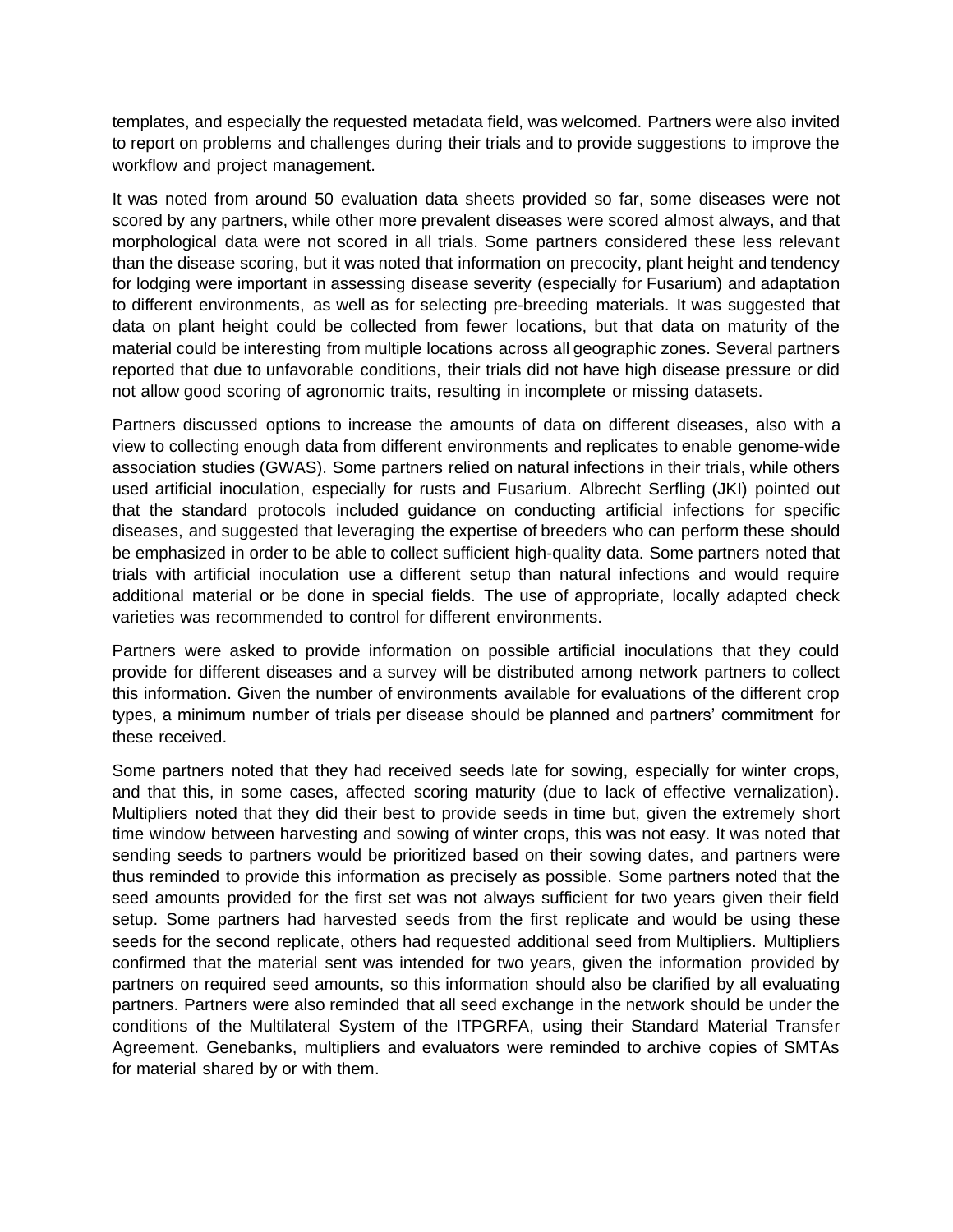templates, and especially the requested metadata field, was welcomed. Partners were also invited to report on problems and challenges during their trials and to provide suggestions to improve the workflow and project management.

It was noted from around 50 evaluation data sheets provided so far, some diseases were not scored by any partners, while other more prevalent diseases were scored almost always, and that morphological data were not scored in all trials. Some partners considered these less relevant than the disease scoring, but it was noted that information on precocity, plant height and tendency for lodging were important in assessing disease severity (especially for Fusarium) and adaptation to different environments, as well as for selecting pre-breeding materials. It was suggested that data on plant height could be collected from fewer locations, but that data on maturity of the material could be interesting from multiple locations across all geographic zones. Several partners reported that due to unfavorable conditions, their trials did not have high disease pressure or did not allow good scoring of agronomic traits, resulting in incomplete or missing datasets.

Partners discussed options to increase the amounts of data on different diseases, also with a view to collecting enough data from different environments and replicates to enable genome-wide association studies (GWAS). Some partners relied on natural infections in their trials, while others used artificial inoculation, especially for rusts and Fusarium. Albrecht Serfling (JKI) pointed out that the standard protocols included guidance on conducting artificial infections for specific diseases, and suggested that leveraging the expertise of breeders who can perform these should be emphasized in order to be able to collect sufficient high-quality data. Some partners noted that trials with artificial inoculation use a different setup than natural infections and would require additional material or be done in special fields. The use of appropriate, locally adapted check varieties was recommended to control for different environments.

Partners were asked to provide information on possible artificial inoculations that they could provide for different diseases and a survey will be distributed among network partners to collect this information. Given the number of environments available for evaluations of the different crop types, a minimum number of trials per disease should be planned and partners' commitment for these received.

Some partners noted that they had received seeds late for sowing, especially for winter crops, and that this, in some cases, affected scoring maturity (due to lack of effective vernalization). Multipliers noted that they did their best to provide seeds in time but, given the extremely short time window between harvesting and sowing of winter crops, this was not easy. It was noted that sending seeds to partners would be prioritized based on their sowing dates, and partners were thus reminded to provide this information as precisely as possible. Some partners noted that the seed amounts provided for the first set was not always sufficient for two years given their field setup. Some partners had harvested seeds from the first replicate and would be using these seeds for the second replicate, others had requested additional seed from Multipliers. Multipliers confirmed that the material sent was intended for two years, given the information provided by partners on required seed amounts, so this information should also be clarified by all evaluating partners. Partners were also reminded that all seed exchange in the network should be under the conditions of the Multilateral System of the ITPGRFA, using their Standard Material Transfer Agreement. Genebanks, multipliers and evaluators were reminded to archive copies of SMTAs for material shared by or with them.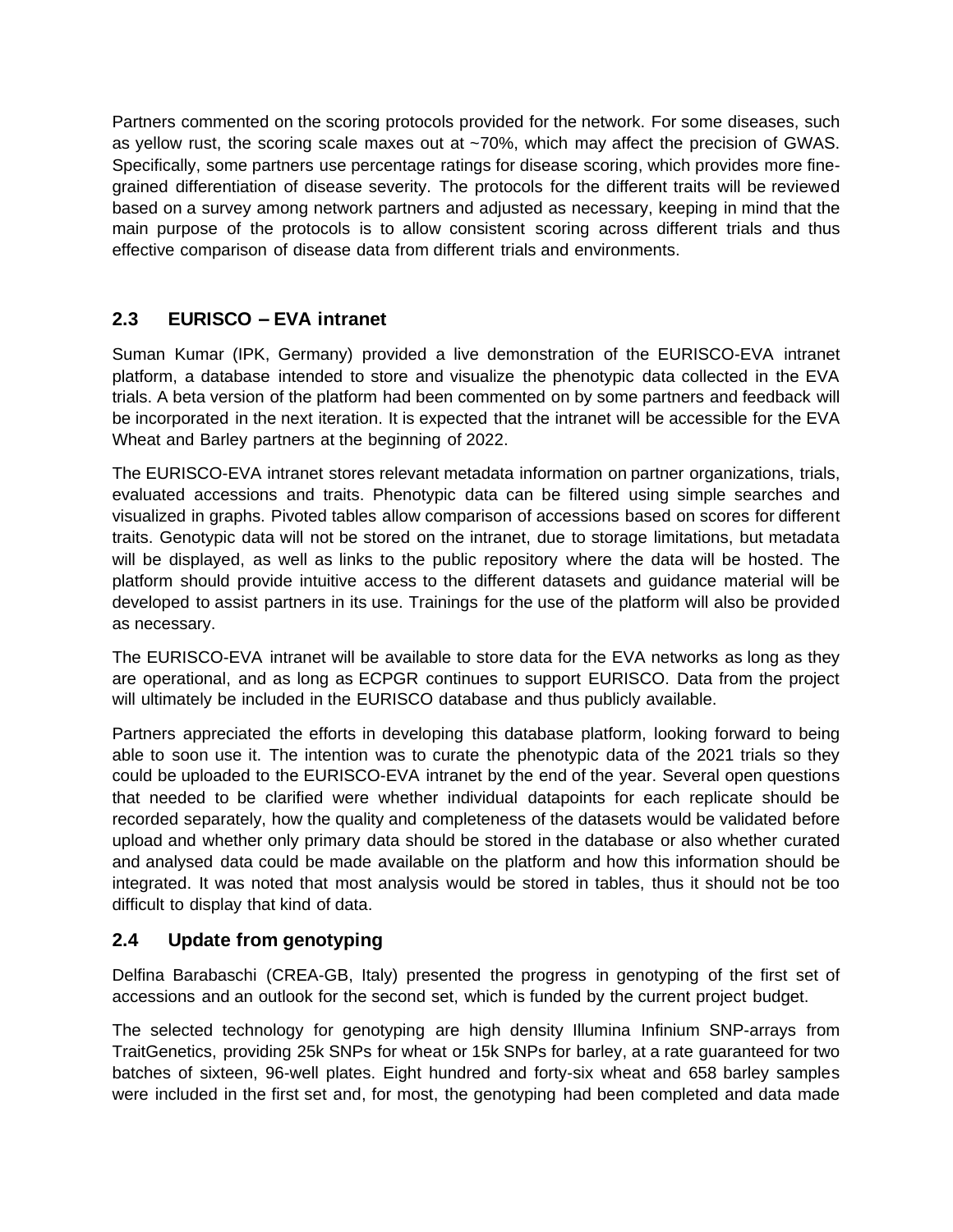Partners commented on the scoring protocols provided for the network. For some diseases, such as yellow rust, the scoring scale maxes out at ~70%, which may affect the precision of GWAS. Specifically, some partners use percentage ratings for disease scoring, which provides more fine-grained differentiation of disease severity. The protocols for the different traits will be reviewed based on a survey among network partners and adjusted as necessary, keeping in mind that the main purpose of the protocols is to allow consistent scoring across different trials and thus effective comparison of disease data from different trials and environments.

## 2.3 EURISCO – EVA intranet

Suman Kumar (IPK, Germany) provided a live demonstration of the EURISCO-EVA intranet platform, a database intended to store and visualize the phenotypic data collected in the EVA trials. A beta version of the platform had been commented on by some partners and feedback will be incorporated in the next iteration. It is expected that the intranet will be accessible for the EVA Wheat and Barley partners at the beginning of 2022.

The EURISCO-EVA intranet stores relevant metadata information on partner organizations, trials, evaluated accessions and traits. Phenotypic data can be filtered using simple searches and visualized in graphs. Pivoted tables allow comparison of accessions based on scores for different traits. Genotypic data will not be stored on the intranet, due to storage limitations, but metadata will be displayed, as well as links to the public repository where the data will be hosted. The platform should provide intuitive access to the different datasets and guidance material will be developed to assist partners in its use. Trainings for the use of the platform will also be provided as necessary.

The EURISCO-EVA intranet will be available to store data for the EVA networks as long as they are operational, and as long as ECPGR continues to support EURISCO. Data from the project will ultimately be included in the EURISCO database and thus publicly available.

Partners appreciated the efforts in developing this database platform, looking forward to being able to soon use it. The intention was to curate the phenotypic data of the 2021 trials so they could be uploaded to the EURISCO-EVA intranet by the end of the year. Several open questions that needed to be clarified were whether individual datapoints for each replicate should be recorded separately, how the quality and completeness of the datasets would be validated before upload and whether only primary data should be stored in the database or also whether curated and analysed data could be made available on the platform and how this information should be integrated. It was noted that most analysis would be stored in tables, thus it should not be too difficult to display that kind of data.

## 2.4 Update from genotyping

Delfina Barabaschi (CREA-GB, Italy) presented the progress in genotyping of the first set of accessions and an outlook for the second set, which is funded by the current project budget.

The selected technology for genotyping are high density Illumina Infinium SNP-arrays from TraitGenetics, providing 25k SNPs for wheat or 15k SNPs for barley, at a rate guaranteed for two batches of sixteen, 96-well plates. Eight hundred and forty-six wheat and 658 barley samples were included in the first set and, for most, the genotyping had been completed and data made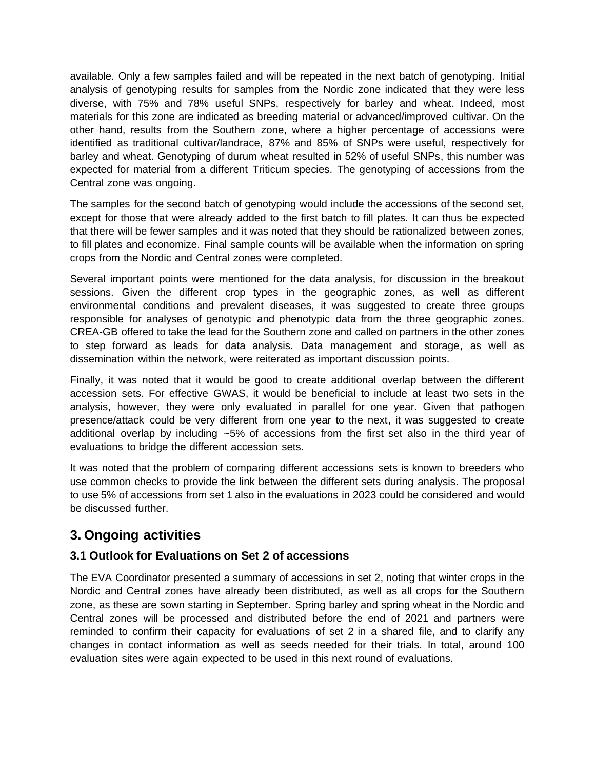available. Only a few samples failed and will be repeated in the next batch of genotyping. Initial analysis of genotyping results for samples from the Nordic zone indicated that they were less diverse, with 75% and 78% useful SNPs, respectively for barley and wheat. Indeed, most materials for this zone are indicated as breeding material or advanced/improved cultivar. On the other hand, results from the Southern zone, where a higher percentage of accessions were identified as traditional cultivar/landrace, 87% and 85% of SNPs were useful, respectively for barley and wheat. Genotyping of durum wheat resulted in 52% of useful SNPs, this number was expected for material from a different Triticum species. The genotyping of accessions from the Central zone was ongoing.

The samples for the second batch of genotyping would include the accessions of the second set, except for those that were already added to the first batch to fill plates. It can thus be expected that there will be fewer samples and it was noted that they should be rationalized between zones, to fill plates and economize. Final sample counts will be available when the information on spring crops from the Nordic and Central zones were completed.

Several important points were mentioned for the data analysis, for discussion in the breakout sessions. Given the different crop types in the geographic zones, as well as different environmental conditions and prevalent diseases, it was suggested to create three groups responsible for analyses of genotypic and phenotypic data from the three geographic zones. CREA-GB offered to take the lead for the Southern zone and called on partners in the other zones to step forward as leads for data analysis. Data management and storage, as well as dissemination within the network, were reiterated as important discussion points.

Finally, it was noted that it would be good to create additional overlap between the different accession sets. For effective GWAS, it would be beneficial to include at least two sets in the analysis, however, they were only evaluated in parallel for one year. Given that pathogen presence/attack could be very different from one year to the next, it was suggested to create additional overlap by including ~5% of accessions from the first set also in the third year of evaluations to bridge the different accession sets.

It was noted that the problem of comparing different accessions sets is known to breeders who use common checks to provide the link between the different sets during analysis. The proposal to use 5% of accessions from set 1 also in the evaluations in 2023 could be considered and would be discussed further.

## 3. Ongoing activities

### 3.1 Outlook for Evaluations on Set 2 of accessions

The EVA Coordinator presented a summary of accessions in set 2, noting that winter crops in the Nordic and Central zones have already been distributed, as well as all crops for the Southern zone, as these are sown starting in September. Spring barley and spring wheat in the Nordic and Central zones will be processed and distributed before the end of 2021 and partners were reminded to confirm their capacity for evaluations of set 2 in a shared file, and to clarify any changes in contact information as well as seeds needed for their trials. In total, around 100 evaluation sites were again expected to be used in this next round of evaluations.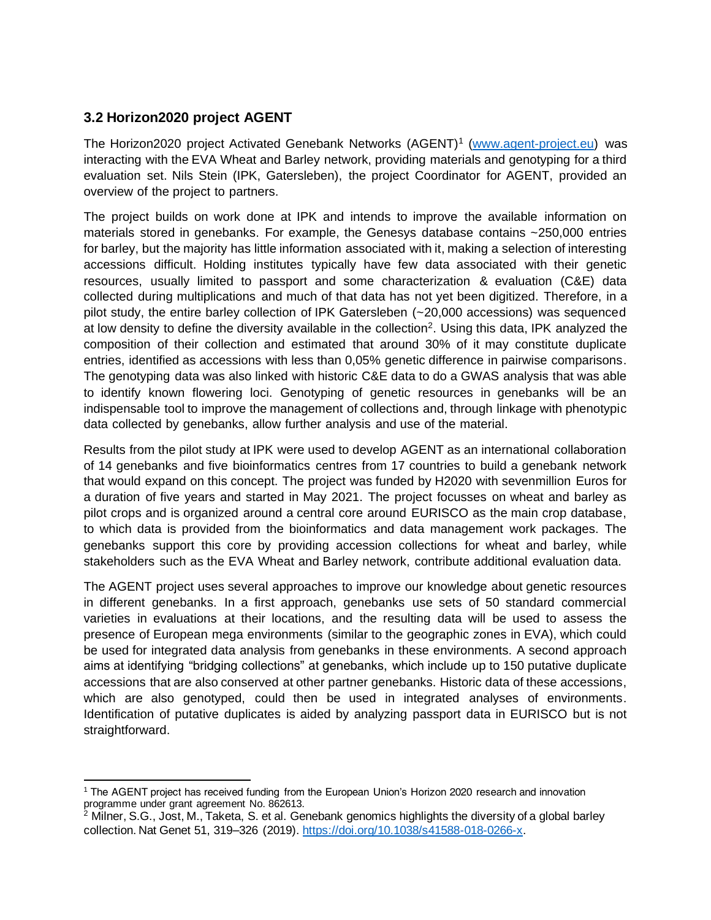### 3.2 Horizon2020 project AGENT

The Horizon2020 project Activated Genebank Networks (AGENT)[1] ([www.agent-project.eu](www.agent-project.eu)) was interacting with the EVA Wheat and Barley network, providing materials and genotyping for a third evaluation set. Nils Stein (IPK, Gatersleben), the project Coordinator for AGENT, provided an overview of the project to partners.

The project builds on work done at IPK and intends to improve the available information on materials stored in genebanks. For example, the Genesys database contains ~250,000 entries for barley, but the majority has little information associated with it, making a selection of interesting accessions difficult. Holding institutes typically have few data associated with their genetic resources, usually limited to passport and some characterization & evaluation (C&E) data collected during multiplications and much of that data has not yet been digitized. Therefore, in a pilot study, the entire barley collection of IPK Gatersleben (~20,000 accessions) was sequenced at low density to define the diversity available in the collection[2]. Using this data, IPK analyzed the composition of their collection and estimated that around 30% of it may constitute duplicate entries, identified as accessions with less than 0,05% genetic difference in pairwise comparisons. The genotyping data was also linked with historic C&E data to do a GWAS analysis that was able to identify known flowering loci. Genotyping of genetic resources in genebanks will be an indispensable tool to improve the management of collections and, through linkage with phenotypic data collected by genebanks, allow further analysis and use of the material.

Results from the pilot study at IPK were used to develop AGENT as an international collaboration of 14 genebanks and five bioinformatics centres from 17 countries to build a genebank network that would expand on this concept. The project was funded by H2020 with sevenmillion Euros for a duration of five years and started in May 2021. The project focusses on wheat and barley as pilot crops and is organized around a central core around EURISCO as the main crop database, to which data is provided from the bioinformatics and data management work packages. The genebanks support this core by providing accession collections for wheat and barley, while stakeholders such as the EVA Wheat and Barley network, contribute additional evaluation data.

The AGENT project uses several approaches to improve our knowledge about genetic resources in different genebanks. In a first approach, genebanks use sets of 50 standard commercial varieties in evaluations at their locations, and the resulting data will be used to assess the presence of European mega environments (similar to the geographic zones in EVA), which could be used for integrated data analysis from genebanks in these environments. A second approach aims at identifying "bridging collections" at genebanks, which include up to 150 putative duplicate accessions that are also conserved at other partner genebanks. Historic data of these accessions, which are also genotyped, could then be used in integrated analyses of environments. Identification of putative duplicates is aided by analyzing passport data in EURISCO but is not straightforward.

---

[1] The AGENT project has received funding from the European Union's Horizon 2020 research and innovation programme under grant agreement No. 862613.

[2] Milner, S.G., Jost, M., Taketa, S. et al. Genebank genomics highlights the diversity of a global barley collection. Nat Genet 51, 319–326 (2019). [https://doi.org/10.1038/s41588-018-0266-x](https://doi.org/10.1038/s41588-018-0266-x).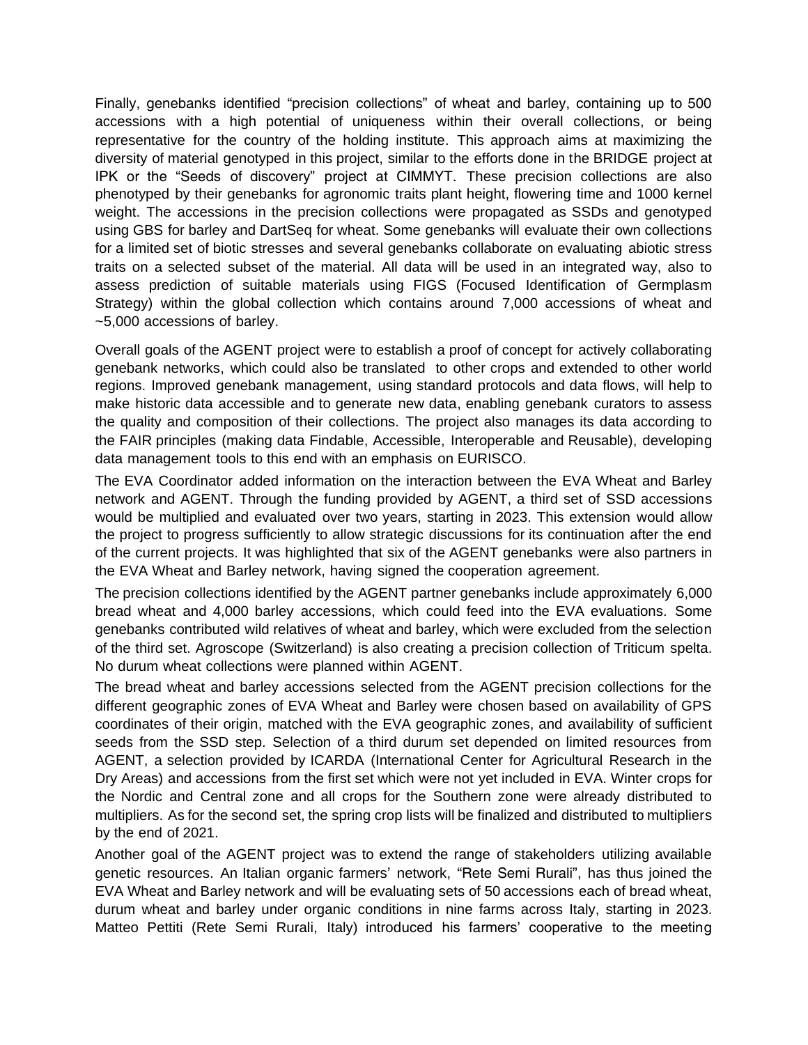Finally, genebanks identified "precision collections" of wheat and barley, containing up to 500 accessions with a high potential of uniqueness within their overall collections, or being representative for the country of the holding institute. This approach aims at maximizing the diversity of material genotyped in this project, similar to the efforts done in the BRIDGE project at IPK or the "Seeds of discovery" project at CIMMYT. These precision collections are also phenotyped by their genebanks for agronomic traits plant height, flowering time and 1000 kernel weight. The accessions in the precision collections were propagated as SSDs and genotyped using GBS for barley and DartSeq for wheat. Some genebanks will evaluate their own collections for a limited set of biotic stresses and several genebanks collaborate on evaluating abiotic stress traits on a selected subset of the material. All data will be used in an integrated way, also to assess prediction of suitable materials using FIGS (Focused Identification of Germplasm Strategy) within the global collection which contains around 7,000 accessions of wheat and ~5,000 accessions of barley.

Overall goals of the AGENT project were to establish a proof of concept for actively collaborating genebank networks, which could also be translated to other crops and extended to other world regions. Improved genebank management, using standard protocols and data flows, will help to make historic data accessible and to generate new data, enabling genebank curators to assess the quality and composition of their collections. The project also manages its data according to the FAIR principles (making data Findable, Accessible, Interoperable and Reusable), developing data management tools to this end with an emphasis on EURISCO.

The EVA Coordinator added information on the interaction between the EVA Wheat and Barley network and AGENT. Through the funding provided by AGENT, a third set of SSD accessions would be multiplied and evaluated over two years, starting in 2023. This extension would allow the project to progress sufficiently to allow strategic discussions for its continuation after the end of the current projects. It was highlighted that six of the AGENT genebanks were also partners in the EVA Wheat and Barley network, having signed the cooperation agreement.

The precision collections identified by the AGENT partner genebanks include approximately 6,000 bread wheat and 4,000 barley accessions, which could feed into the EVA evaluations. Some genebanks contributed wild relatives of wheat and barley, which were excluded from the selection of the third set. Agroscope (Switzerland) is also creating a precision collection of Triticum spelta. No durum wheat collections were planned within AGENT.

The bread wheat and barley accessions selected from the AGENT precision collections for the different geographic zones of EVA Wheat and Barley were chosen based on availability of GPS coordinates of their origin, matched with the EVA geographic zones, and availability of sufficient seeds from the SSD step. Selection of a third durum set depended on limited resources from AGENT, a selection provided by ICARDA (International Center for Agricultural Research in the Dry Areas) and accessions from the first set which were not yet included in EVA. Winter crops for the Nordic and Central zone and all crops for the Southern zone were already distributed to multipliers. As for the second set, the spring crop lists will be finalized and distributed to multipliers by the end of 2021.

Another goal of the AGENT project was to extend the range of stakeholders utilizing available genetic resources. An Italian organic farmers' network, "Rete Semi Rurali", has thus joined the EVA Wheat and Barley network and will be evaluating sets of 50 accessions each of bread wheat, durum wheat and barley under organic conditions in nine farms across Italy, starting in 2023. Matteo Pettiti (Rete Semi Rurali, Italy) introduced his farmers' cooperative to the meeting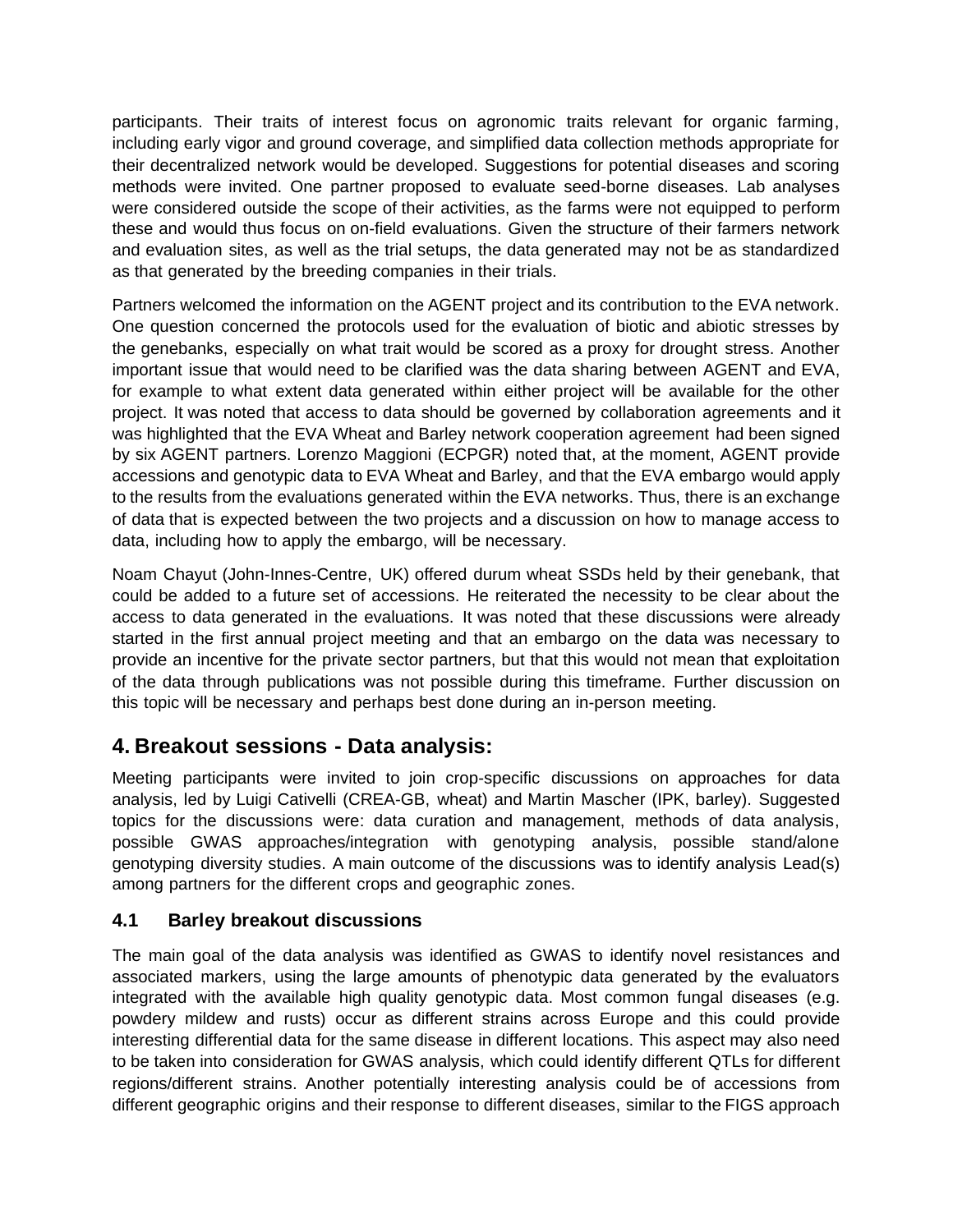participants. Their traits of interest focus on agronomic traits relevant for organic farming, including early vigor and ground coverage, and simplified data collection methods appropriate for their decentralized network would be developed. Suggestions for potential diseases and scoring methods were invited. One partner proposed to evaluate seed-borne diseases. Lab analyses were considered outside the scope of their activities, as the farms were not equipped to perform these and would thus focus on on-field evaluations. Given the structure of their farmers network and evaluation sites, as well as the trial setups, the data generated may not be as standardized as that generated by the breeding companies in their trials.

Partners welcomed the information on the AGENT project and its contribution to the EVA network. One question concerned the protocols used for the evaluation of biotic and abiotic stresses by the genebanks, especially on what trait would be scored as a proxy for drought stress. Another important issue that would need to be clarified was the data sharing between AGENT and EVA, for example to what extent data generated within either project will be available for the other project. It was noted that access to data should be governed by collaboration agreements and it was highlighted that the EVA Wheat and Barley network cooperation agreement had been signed by six AGENT partners. Lorenzo Maggioni (ECPGR) noted that, at the moment, AGENT provide accessions and genotypic data to EVA Wheat and Barley, and that the EVA embargo would apply to the results from the evaluations generated within the EVA networks. Thus, there is an exchange of data that is expected between the two projects and a discussion on how to manage access to data, including how to apply the embargo, will be necessary.

Noam Chayut (John-Innes-Centre, UK) offered durum wheat SSDs held by their genebank, that could be added to a future set of accessions. He reiterated the necessity to be clear about the access to data generated in the evaluations. It was noted that these discussions were already started in the first annual project meeting and that an embargo on the data was necessary to provide an incentive for the private sector partners, but that this would not mean that exploitation of the data through publications was not possible during this timeframe. Further discussion on this topic will be necessary and perhaps best done during an in-person meeting.

## 4. Breakout sessions - Data analysis:

Meeting participants were invited to join crop-specific discussions on approaches for data analysis, led by Luigi Cativelli (CREA-GB, wheat) and Martin Mascher (IPK, barley). Suggested topics for the discussions were: data curation and management, methods of data analysis, possible GWAS approaches/integration with genotyping analysis, possible stand/alone genotyping diversity studies. A main outcome of the discussions was to identify analysis Lead(s) among partners for the different crops and geographic zones.

### 4.1 Barley breakout discussions

The main goal of the data analysis was identified as GWAS to identify novel resistances and associated markers, using the large amounts of phenotypic data generated by the evaluators integrated with the available high quality genotypic data. Most common fungal diseases (e.g. powdery mildew and rusts) occur as different strains across Europe and this could provide interesting differential data for the same disease in different locations. This aspect may also need to be taken into consideration for GWAS analysis, which could identify different QTLs for different regions/different strains. Another potentially interesting analysis could be of accessions from different geographic origins and their response to different diseases, similar to the FIGS approach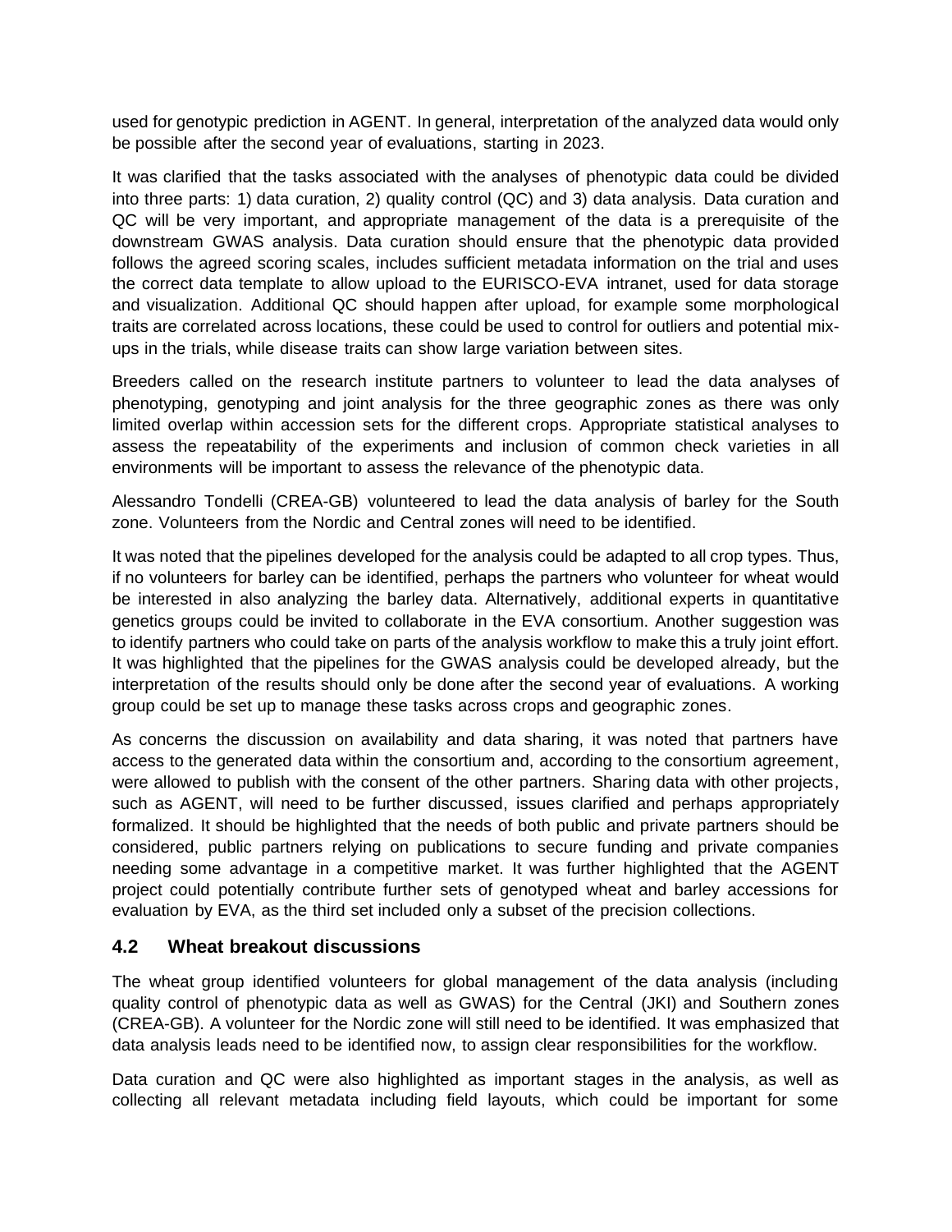used for genotypic prediction in AGENT. In general, interpretation of the analyzed data would only be possible after the second year of evaluations, starting in 2023.

It was clarified that the tasks associated with the analyses of phenotypic data could be divided into three parts: 1) data curation, 2) quality control (QC) and 3) data analysis. Data curation and QC will be very important, and appropriate management of the data is a prerequisite of the downstream GWAS analysis. Data curation should ensure that the phenotypic data provided follows the agreed scoring scales, includes sufficient metadata information on the trial and uses the correct data template to allow upload to the EURISCO-EVA intranet, used for data storage and visualization. Additional QC should happen after upload, for example some morphological traits are correlated across locations, these could be used to control for outliers and potential mix-ups in the trials, while disease traits can show large variation between sites.

Breeders called on the research institute partners to volunteer to lead the data analyses of phenotyping, genotyping and joint analysis for the three geographic zones as there was only limited overlap within accession sets for the different crops. Appropriate statistical analyses to assess the repeatability of the experiments and inclusion of common check varieties in all environments will be important to assess the relevance of the phenotypic data.

Alessandro Tondelli (CREA-GB) volunteered to lead the data analysis of barley for the South zone. Volunteers from the Nordic and Central zones will need to be identified.

It was noted that the pipelines developed for the analysis could be adapted to all crop types. Thus, if no volunteers for barley can be identified, perhaps the partners who volunteer for wheat would be interested in also analyzing the barley data. Alternatively, additional experts in quantitative genetics groups could be invited to collaborate in the EVA consortium. Another suggestion was to identify partners who could take on parts of the analysis workflow to make this a truly joint effort. It was highlighted that the pipelines for the GWAS analysis could be developed already, but the interpretation of the results should only be done after the second year of evaluations. A working group could be set up to manage these tasks across crops and geographic zones.

As concerns the discussion on availability and data sharing, it was noted that partners have access to the generated data within the consortium and, according to the consortium agreement, were allowed to publish with the consent of the other partners. Sharing data with other projects, such as AGENT, will need to be further discussed, issues clarified and perhaps appropriately formalized. It should be highlighted that the needs of both public and private partners should be considered, public partners relying on publications to secure funding and private companies needing some advantage in a competitive market. It was further highlighted that the AGENT project could potentially contribute further sets of genotyped wheat and barley accessions for evaluation by EVA, as the third set included only a subset of the precision collections.

## 4.2 Wheat breakout discussions

The wheat group identified volunteers for global management of the data analysis (including quality control of phenotypic data as well as GWAS) for the Central (JKI) and Southern zones (CREA-GB). A volunteer for the Nordic zone will still need to be identified. It was emphasized that data analysis leads need to be identified now, to assign clear responsibilities for the workflow.

Data curation and QC were also highlighted as important stages in the analysis, as well as collecting all relevant metadata including field layouts, which could be important for some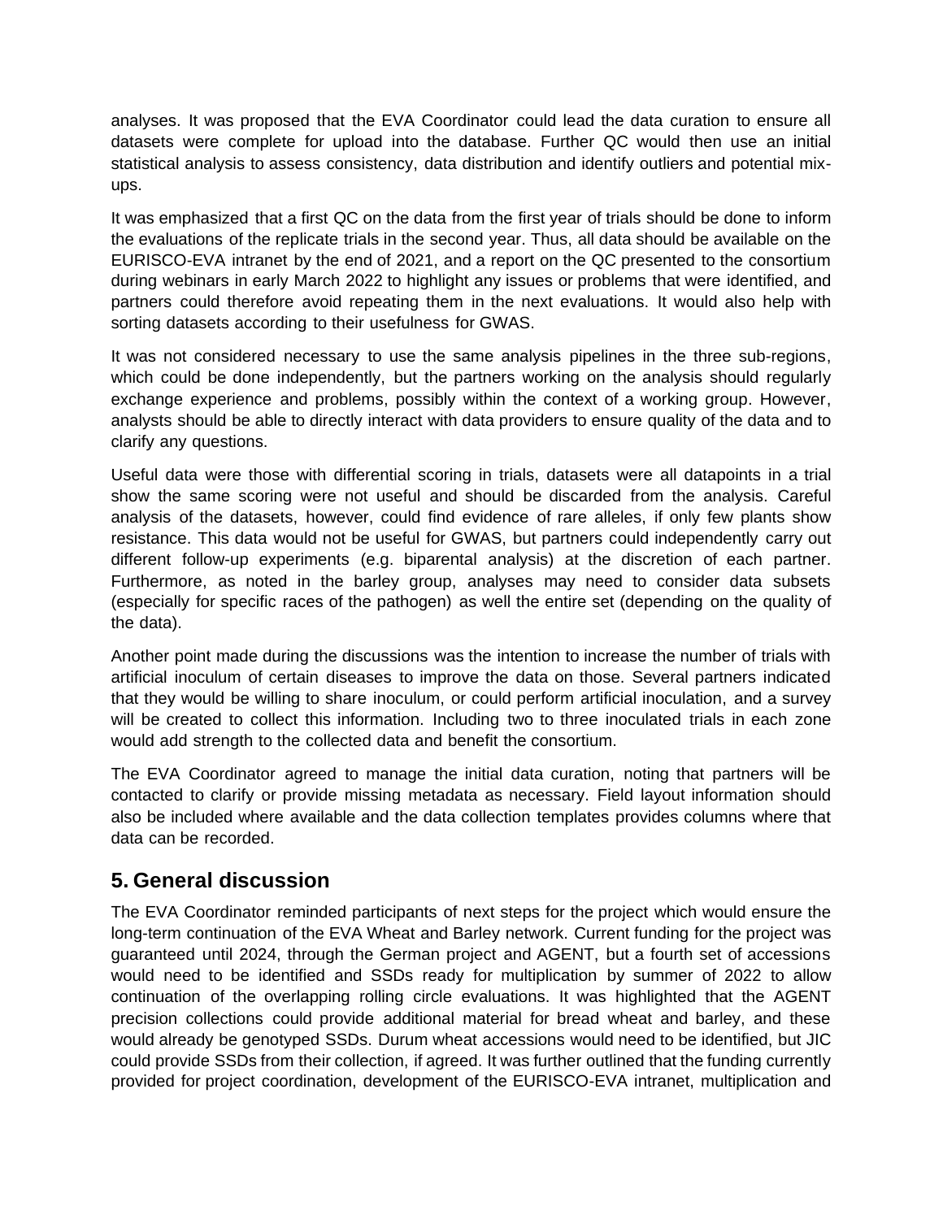analyses. It was proposed that the EVA Coordinator could lead the data curation to ensure all datasets were complete for upload into the database. Further QC would then use an initial statistical analysis to assess consistency, data distribution and identify outliers and potential mix-ups.

It was emphasized that a first QC on the data from the first year of trials should be done to inform the evaluations of the replicate trials in the second year. Thus, all data should be available on the EURISCO-EVA intranet by the end of 2021, and a report on the QC presented to the consortium during webinars in early March 2022 to highlight any issues or problems that were identified, and partners could therefore avoid repeating them in the next evaluations. It would also help with sorting datasets according to their usefulness for GWAS.

It was not considered necessary to use the same analysis pipelines in the three sub-regions, which could be done independently, but the partners working on the analysis should regularly exchange experience and problems, possibly within the context of a working group. However, analysts should be able to directly interact with data providers to ensure quality of the data and to clarify any questions.

Useful data were those with differential scoring in trials, datasets were all datapoints in a trial show the same scoring were not useful and should be discarded from the analysis. Careful analysis of the datasets, however, could find evidence of rare alleles, if only few plants show resistance. This data would not be useful for GWAS, but partners could independently carry out different follow-up experiments (e.g. biparental analysis) at the discretion of each partner. Furthermore, as noted in the barley group, analyses may need to consider data subsets (especially for specific races of the pathogen) as well the entire set (depending on the quality of the data).

Another point made during the discussions was the intention to increase the number of trials with artificial inoculum of certain diseases to improve the data on those. Several partners indicated that they would be willing to share inoculum, or could perform artificial inoculation, and a survey will be created to collect this information. Including two to three inoculated trials in each zone would add strength to the collected data and benefit the consortium.

The EVA Coordinator agreed to manage the initial data curation, noting that partners will be contacted to clarify or provide missing metadata as necessary. Field layout information should also be included where available and the data collection templates provides columns where that data can be recorded.

## 5. General discussion

The EVA Coordinator reminded participants of next steps for the project which would ensure the long-term continuation of the EVA Wheat and Barley network. Current funding for the project was guaranteed until 2024, through the German project and AGENT, but a fourth set of accessions would need to be identified and SSDs ready for multiplication by summer of 2022 to allow continuation of the overlapping rolling circle evaluations. It was highlighted that the AGENT precision collections could provide additional material for bread wheat and barley, and these would already be genotyped SSDs. Durum wheat accessions would need to be identified, but JIC could provide SSDs from their collection, if agreed. It was further outlined that the funding currently provided for project coordination, development of the EURISCO-EVA intranet, multiplication and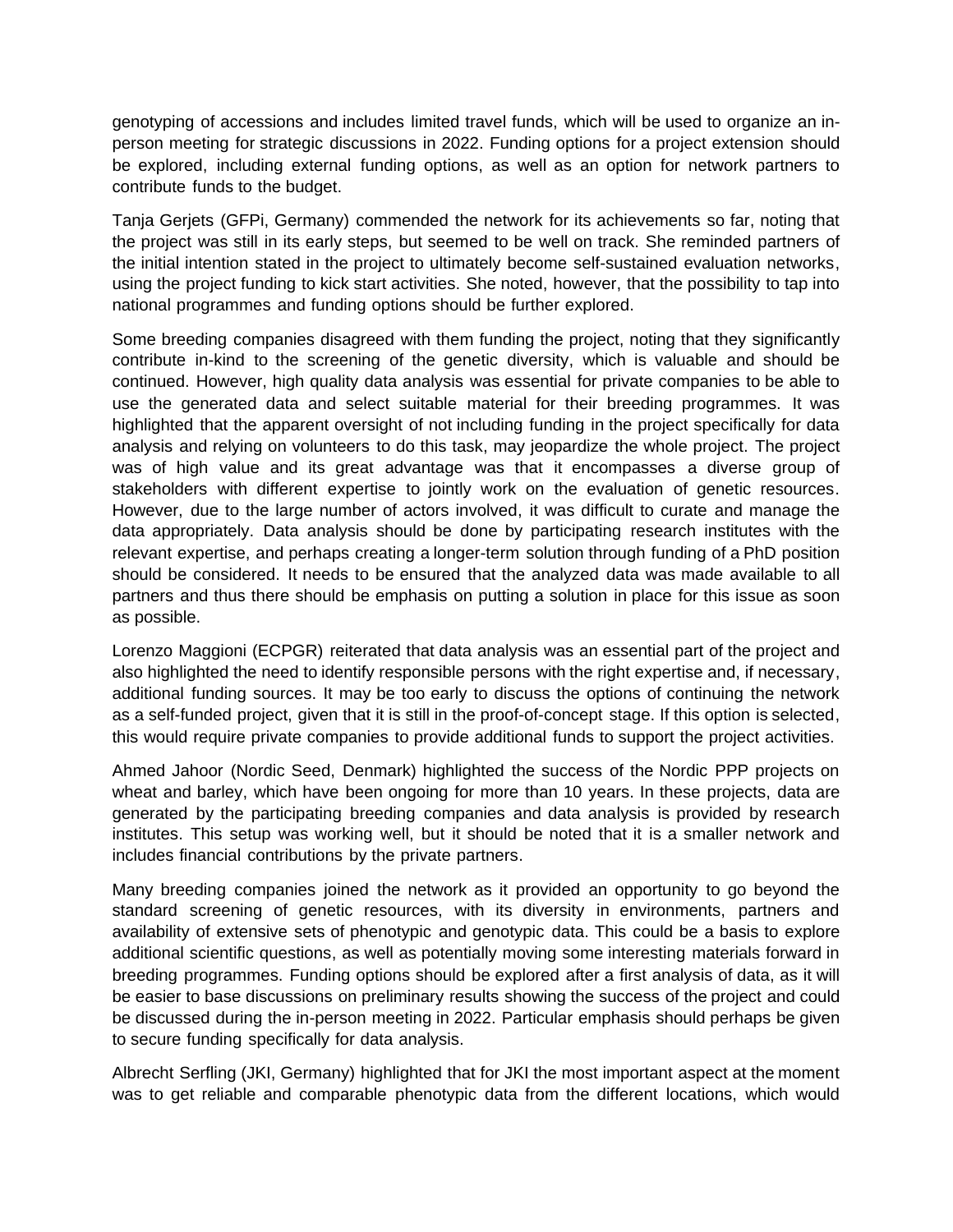genotyping of accessions and includes limited travel funds, which will be used to organize an in-person meeting for strategic discussions in 2022. Funding options for a project extension should be explored, including external funding options, as well as an option for network partners to contribute funds to the budget.

Tanja Gerjets (GFPi, Germany) commended the network for its achievements so far, noting that the project was still in its early steps, but seemed to be well on track. She reminded partners of the initial intention stated in the project to ultimately become self-sustained evaluation networks, using the project funding to kick start activities. She noted, however, that the possibility to tap into national programmes and funding options should be further explored.

Some breeding companies disagreed with them funding the project, noting that they significantly contribute in-kind to the screening of the genetic diversity, which is valuable and should be continued. However, high quality data analysis was essential for private companies to be able to use the generated data and select suitable material for their breeding programmes. It was highlighted that the apparent oversight of not including funding in the project specifically for data analysis and relying on volunteers to do this task, may jeopardize the whole project. The project was of high value and its great advantage was that it encompasses a diverse group of stakeholders with different expertise to jointly work on the evaluation of genetic resources. However, due to the large number of actors involved, it was difficult to curate and manage the data appropriately. Data analysis should be done by participating research institutes with the relevant expertise, and perhaps creating a longer-term solution through funding of a PhD position should be considered. It needs to be ensured that the analyzed data was made available to all partners and thus there should be emphasis on putting a solution in place for this issue as soon as possible.

Lorenzo Maggioni (ECPGR) reiterated that data analysis was an essential part of the project and also highlighted the need to identify responsible persons with the right expertise and, if necessary, additional funding sources. It may be too early to discuss the options of continuing the network as a self-funded project, given that it is still in the proof-of-concept stage. If this option is selected, this would require private companies to provide additional funds to support the project activities.

Ahmed Jahoor (Nordic Seed, Denmark) highlighted the success of the Nordic PPP projects on wheat and barley, which have been ongoing for more than 10 years. In these projects, data are generated by the participating breeding companies and data analysis is provided by research institutes. This setup was working well, but it should be noted that it is a smaller network and includes financial contributions by the private partners.

Many breeding companies joined the network as it provided an opportunity to go beyond the standard screening of genetic resources, with its diversity in environments, partners and availability of extensive sets of phenotypic and genotypic data. This could be a basis to explore additional scientific questions, as well as potentially moving some interesting materials forward in breeding programmes. Funding options should be explored after a first analysis of data, as it will be easier to base discussions on preliminary results showing the success of the project and could be discussed during the in-person meeting in 2022. Particular emphasis should perhaps be given to secure funding specifically for data analysis.

Albrecht Serfling (JKI, Germany) highlighted that for JKI the most important aspect at the moment was to get reliable and comparable phenotypic data from the different locations, which would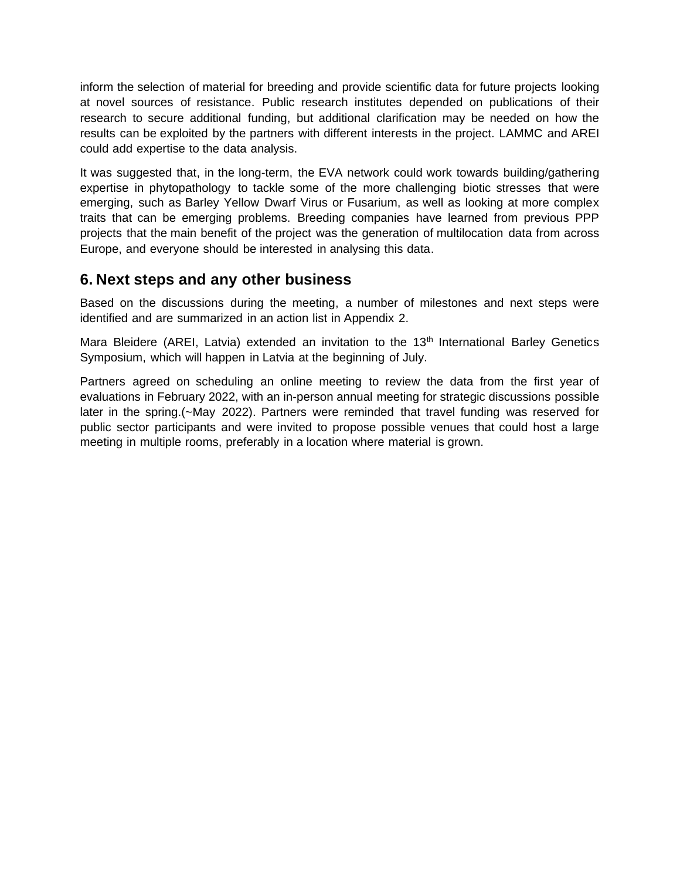inform the selection of material for breeding and provide scientific data for future projects looking at novel sources of resistance. Public research institutes depended on publications of their research to secure additional funding, but additional clarification may be needed on how the results can be exploited by the partners with different interests in the project. LAMMC and AREI could add expertise to the data analysis.

It was suggested that, in the long-term, the EVA network could work towards building/gathering expertise in phytopathology to tackle some of the more challenging biotic stresses that were emerging, such as Barley Yellow Dwarf Virus or Fusarium, as well as looking at more complex traits that can be emerging problems. Breeding companies have learned from previous PPP projects that the main benefit of the project was the generation of multilocation data from across Europe, and everyone should be interested in analysing this data.

## 6. Next steps and any other business

Based on the discussions during the meeting, a number of milestones and next steps were identified and are summarized in an action list in Appendix 2.

Mara Bleidere (AREI, Latvia) extended an invitation to the 13th International Barley Genetics Symposium, which will happen in Latvia at the beginning of July.

Partners agreed on scheduling an online meeting to review the data from the first year of evaluations in February 2022, with an in-person annual meeting for strategic discussions possible later in the spring.(~May 2022). Partners were reminded that travel funding was reserved for public sector participants and were invited to propose possible venues that could host a large meeting in multiple rooms, preferably in a location where material is grown.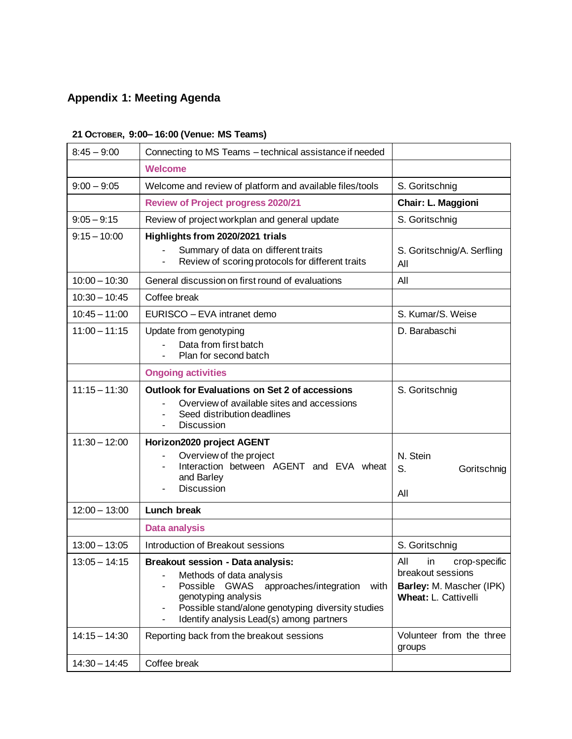## Appendix 1: Meeting Agenda

**21 October, 9:00– 16:00 (Venue: MS Teams)**

| | | |
|---|---|---|
| 8:45 – 9:00 | Connecting to MS Teams – technical assistance if needed | |
| | **Welcome** | |
| 9:00 – 9:05 | Welcome and review of platform and available files/tools | S. Goritschnig |
| | **Review of Project progress 2020/21** | **Chair: L. Maggioni** |
| 9:05 – 9:15 | Review of project workplan and general update | S. Goritschnig |
| 9:15 – 10:00 | **Highlights from 2020/2021 trials**<br>- Summary of data on different traits<br>- Review of scoring protocols for different traits | S. Goritschnig/A. Serfling<br>All |
| 10:00 – 10:30 | General discussion on first round of evaluations | All |
| 10:30 – 10:45 | Coffee break | |
| 10:45 – 11:00 | EURISCO – EVA intranet demo | S. Kumar/S. Weise |
| 11:00 – 11:15 | Update from genotyping<br>- Data from first batch<br>- Plan for second batch | D. Barabaschi |
| | **Ongoing activities** | |
| 11:15 – 11:30 | **Outlook for Evaluations on Set 2 of accessions**<br>- Overview of available sites and accessions<br>- Seed distribution deadlines<br>- Discussion | S. Goritschnig |
| 11:30 – 12:00 | **Horizon2020 project AGENT**<br>- Overview of the project<br>- Interaction between AGENT and EVA wheat and Barley<br>- Discussion | N. Stein<br>S. Goritschnig<br>All |
| 12:00 – 13:00 | **Lunch break** | |
| | **Data analysis** | |
| 13:00 – 13:05 | Introduction of Breakout sessions | S. Goritschnig |
| 13:05 – 14:15 | **Breakout session - Data analysis:**<br>- Methods of data analysis<br>- Possible GWAS approaches/integration with genotyping analysis<br>- Possible stand/alone genotyping diversity studies<br>- Identify analysis Lead(s) among partners | All in crop-specific breakout sessions<br>**Barley:** M. Mascher (IPK)<br>**Wheat:** L. Cattivelli |
| 14:15 – 14:30 | Reporting back from the breakout sessions | Volunteer from the three groups |
| 14:30 – 14:45 | Coffee break | |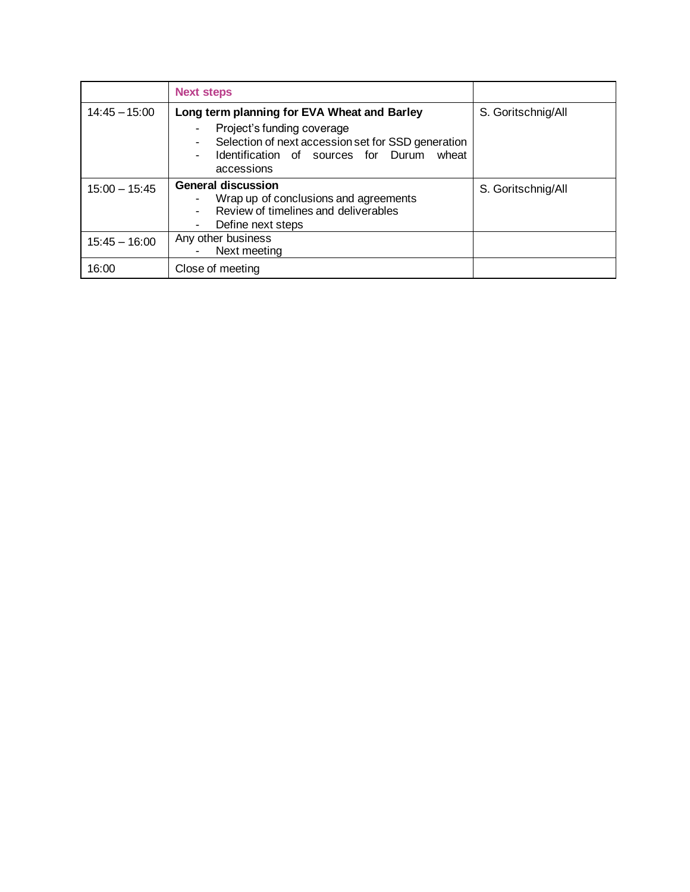| | **Next steps** | |
|---|---|---|
| 14:45 – 15:00 | **Long term planning for EVA Wheat and Barley**<br>- Project's funding coverage<br>- Selection of next accession set for SSD generation<br>- Identification of sources for Durum wheat accessions | S. Goritschnig/All |
| 15:00 – 15:45 | **General discussion**<br>- Wrap up of conclusions and agreements<br>- Review of timelines and deliverables<br>- Define next steps | S. Goritschnig/All |
| 15:45 – 16:00 | Any other business<br>- Next meeting | |
| 16:00 | Close of meeting | |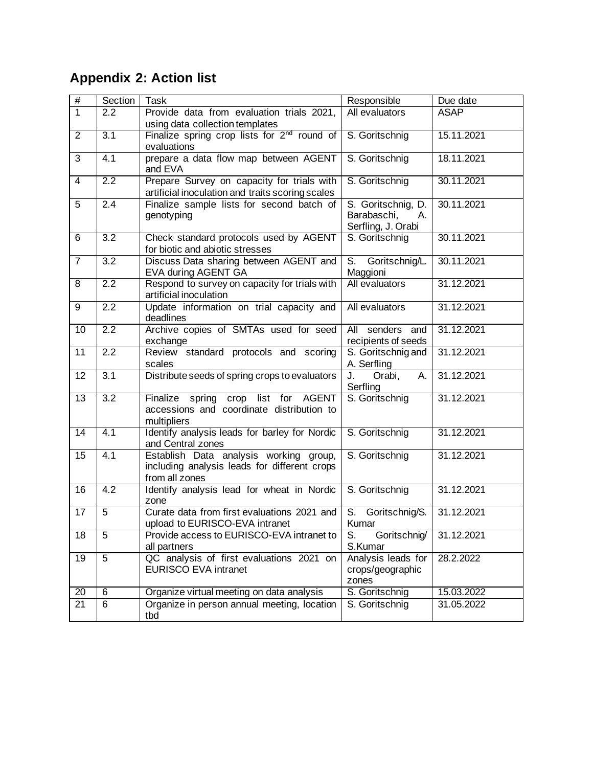## Appendix 2: Action list

| # | Section | Task | Responsible | Due date |
|---|---|---|---|---|
| 1 | 2.2 | Provide data from evaluation trials 2021, using data collection templates | All evaluators | ASAP |
| 2 | 3.1 | Finalize spring crop lists for 2nd round of evaluations | S. Goritschnig | 15.11.2021 |
| 3 | 4.1 | prepare a data flow map between AGENT and EVA | S. Goritschnig | 18.11.2021 |
| 4 | 2.2 | Prepare Survey on capacity for trials with artificial inoculation and traits scoring scales | S. Goritschnig | 30.11.2021 |
| 5 | 2.4 | Finalize sample lists for second batch of genotyping | S. Goritschnig, D. Barabaschi, A. Serfling, J. Orabi | 30.11.2021 |
| 6 | 3.2 | Check standard protocols used by AGENT for biotic and abiotic stresses | S. Goritschnig | 30.11.2021 |
| 7 | 3.2 | Discuss Data sharing between AGENT and EVA during AGENT GA | S. Goritschnig/L. Maggioni | 30.11.2021 |
| 8 | 2.2 | Respond to survey on capacity for trials with artificial inoculation | All evaluators | 31.12.2021 |
| 9 | 2.2 | Update information on trial capacity and deadlines | All evaluators | 31.12.2021 |
| 10 | 2.2 | Archive copies of SMTAs used for seed exchange | All senders and recipients of seeds | 31.12.2021 |
| 11 | 2.2 | Review standard protocols and scoring scales | S. Goritschnig and A. Serfling | 31.12.2021 |
| 12 | 3.1 | Distribute seeds of spring crops to evaluators | J. Orabi, A. Serfling | 31.12.2021 |
| 13 | 3.2 | Finalize spring crop list for AGENT accessions and coordinate distribution to multipliers | S. Goritschnig | 31.12.2021 |
| 14 | 4.1 | Identify analysis leads for barley for Nordic and Central zones | S. Goritschnig | 31.12.2021 |
| 15 | 4.1 | Establish Data analysis working group, including analysis leads for different crops from all zones | S. Goritschnig | 31.12.2021 |
| 16 | 4.2 | Identify analysis lead for wheat in Nordic zone | S. Goritschnig | 31.12.2021 |
| 17 | 5 | Curate data from first evaluations 2021 and upload to EURISCO-EVA intranet | S. Goritschnig/S. Kumar | 31.12.2021 |
| 18 | 5 | Provide access to EURISCO-EVA intranet to all partners | S. Goritschnig/ S.Kumar | 31.12.2021 |
| 19 | 5 | QC analysis of first evaluations 2021 on EURISCO EVA intranet | Analysis leads for crops/geographic zones | 28.2.2022 |
| 20 | 6 | Organize virtual meeting on data analysis | S. Goritschnig | 15.03.2022 |
| 21 | 6 | Organize in person annual meeting, location tbd | S. Goritschnig | 31.05.2022 |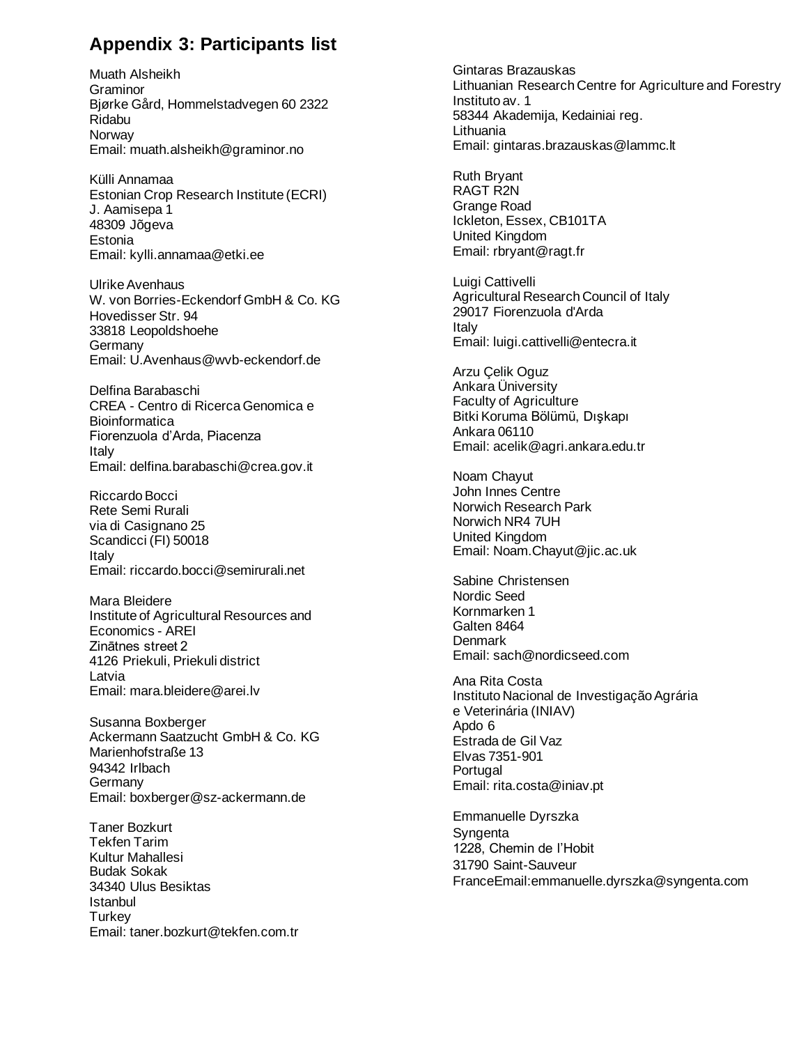## Appendix 3: Participants list

Muath Alsheikh
Graminor
Bjørke Gård, Hommelstadvegen 60 2322
Ridabu
Norway
Email: muath.alsheikh@graminor.no

Külli Annamaa
Estonian Crop Research Institute (ECRI)
J. Aamisepa 1
48309 Jõgeva
Estonia
Email: kylli.annamaa@etki.ee

Ulrike Avenhaus
W. von Borries-Eckendorf GmbH & Co. KG
Hovedisser Str. 94
33818 Leopoldshoehe
Germany
Email: U.Avenhaus@wvb-eckendorf.de

Delfina Barabaschi
CREA - Centro di Ricerca Genomica e Bioinformatica
Fiorenzuola d'Arda, Piacenza
Italy
Email: delfina.barabaschi@crea.gov.it

Riccardo Bocci
Rete Semi Rurali
via di Casignano 25
Scandicci (FI) 50018
Italy
Email: riccardo.bocci@semirurali.net

Mara Bleidere
Institute of Agricultural Resources and Economics - AREI
Zinātnes street 2
4126 Priekuli, Priekuli district
Latvia
Email: mara.bleidere@arei.lv

Susanna Boxberger
Ackermann Saatzucht GmbH & Co. KG
Marienhofstraße 13
94342 Irlbach
Germany
Email: boxberger@sz-ackermann.de

Taner Bozkurt
Tekfen Tarim
Kultur Mahallesi
Budak Sokak
34340 Ulus Besiktas
Istanbul
Turkey
Email: taner.bozkurt@tekfen.com.tr

Gintaras Brazauskas
Lithuanian Research Centre for Agriculture and Forestry
Instituto av. 1
58344 Akademija, Kedainiai reg.
Lithuania
Email: gintaras.brazauskas@lammc.lt

Ruth Bryant
RAGT R2N
Grange Road
Ickleton, Essex, CB101TA
United Kingdom
Email: rbryant@ragt.fr

Luigi Cattivelli
Agricultural Research Council of Italy
29017 Fiorenzuola d'Arda
Italy
Email: luigi.cattivelli@entecra.it

Arzu Çelik Oguz
Ankara Üniversity
Faculty of Agriculture
Bitki Koruma Bölümü, Dışkapı
Ankara 06110
Email: acelik@agri.ankara.edu.tr

Noam Chayut
John Innes Centre
Norwich Research Park
Norwich NR4 7UH
United Kingdom
Email: Noam.Chayut@jic.ac.uk

Sabine Christensen
Nordic Seed
Kornmarken 1
Galten 8464
Denmark
Email: sach@nordicseed.com

Ana Rita Costa
Instituto Nacional de Investigação Agrária e Veterinária (INIAV)
Apdo 6
Estrada de Gil Vaz
Elvas 7351-901
Portugal
Email: rita.costa@iniav.pt

Emmanuelle Dyrszka
Syngenta
1228, Chemin de l'Hobit
31790 Saint-Sauveur
FranceEmail:emmanuelle.dyrszka@syngenta.com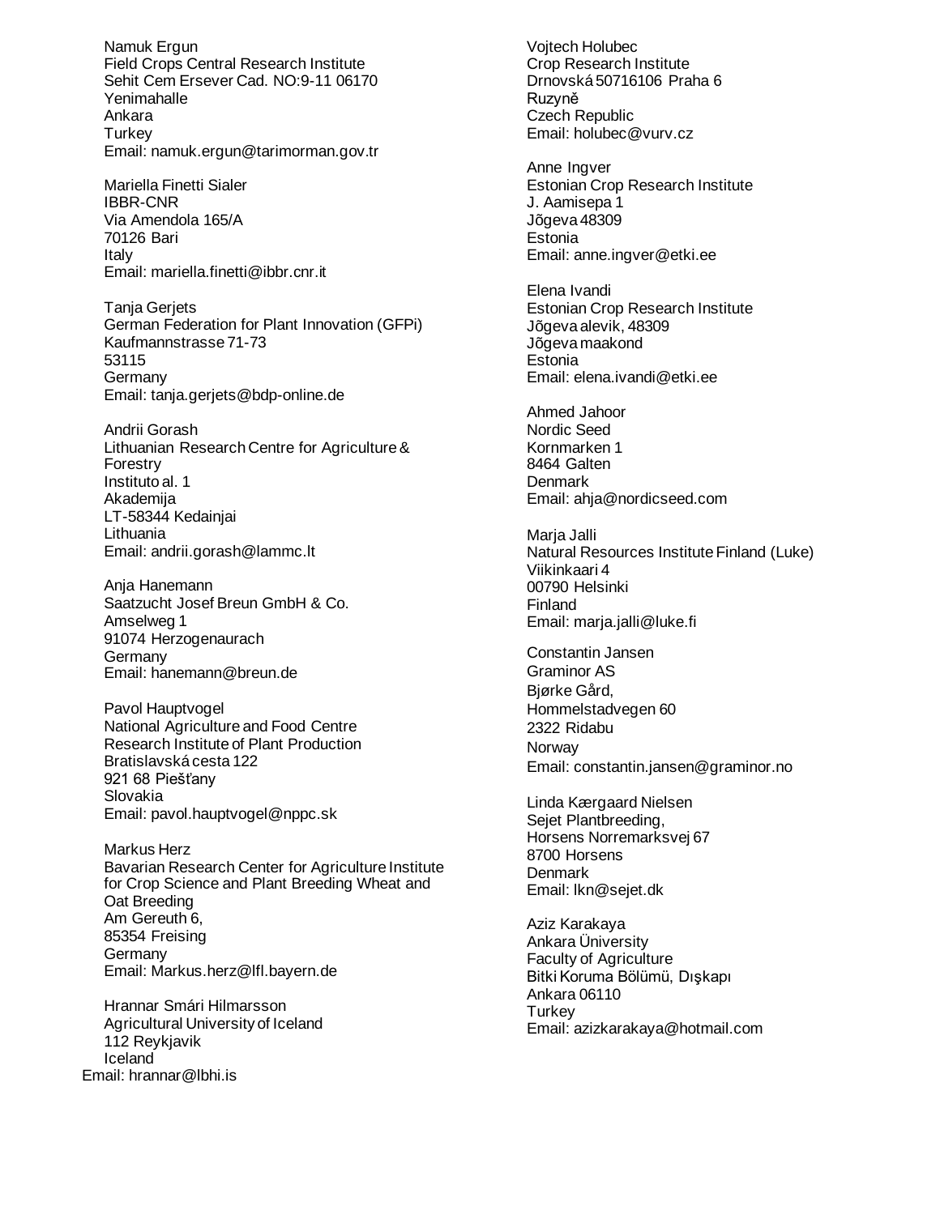Namuk Ergun
Field Crops Central Research Institute
Sehit Cem Ersever Cad. NO:9-11 06170
Yenimahalle
Ankara
Turkey
Email: namuk.ergun@tarimorman.gov.tr

Mariella Finetti Sialer
IBBR-CNR
Via Amendola 165/A
70126 Bari
Italy
Email: mariella.finetti@ibbr.cnr.it

Tanja Gerjets
German Federation for Plant Innovation (GFPi)
Kaufmannstrasse 71-73
53115
Germany
Email: tanja.gerjets@bdp-online.de

Andrii Gorash
Lithuanian Research Centre for Agriculture & Forestry
Instituto al. 1
Akademija
LT-58344 Kedainjai
Lithuania
Email: andrii.gorash@lammc.lt

Anja Hanemann
Saatzucht Josef Breun GmbH & Co.
Amselweg 1
91074 Herzogenaurach
Germany
Email: hanemann@breun.de

Pavol Hauptvogel
National Agriculture and Food Centre
Research Institute of Plant Production
Bratislavská cesta 122
921 68 Piešťany
Slovakia
Email: pavol.hauptvogel@nppc.sk

Markus Herz
Bavarian Research Center for Agriculture Institute for Crop Science and Plant Breeding Wheat and Oat Breeding
Am Gereuth 6,
85354 Freising
Germany
Email: Markus.herz@lfl.bayern.de

Hrannar Smári Hilmarsson
Agricultural University of Iceland
112 Reykjavik
Iceland
Email: hrannar@lbhi.is

Vojtech Holubec
Crop Research Institute
Drnovská 50716106 Praha 6
Ruzyně
Czech Republic
Email: holubec@vurv.cz

Anne Ingver
Estonian Crop Research Institute
J. Aamisepa 1
Jõgeva 48309
Estonia
Email: anne.ingver@etki.ee

Elena Ivandi
Estonian Crop Research Institute
Jõgeva alevik, 48309
Jõgeva maakond
Estonia
Email: elena.ivandi@etki.ee

Ahmed Jahoor
Nordic Seed
Kornmarken 1
8464 Galten
Denmark
Email: ahja@nordicseed.com

Marja Jalli
Natural Resources Institute Finland (Luke)
Viikinkaari 4
00790 Helsinki
Finland
Email: marja.jalli@luke.fi

Constantin Jansen
Graminor AS
Bjørke Gård,
Hommelstadvegen 60
2322 Ridabu
Norway
Email: constantin.jansen@graminor.no

Linda Kærgaard Nielsen
Sejet Plantbreeding,
Horsens Norremarksvej 67
8700 Horsens
Denmark
Email: lkn@sejet.dk

Aziz Karakaya
Ankara Üniversity
Faculty of Agriculture
Bitki Koruma Bölümü, Dışkapı
Ankara 06110
Turkey
Email: azizkarakaya@hotmail.com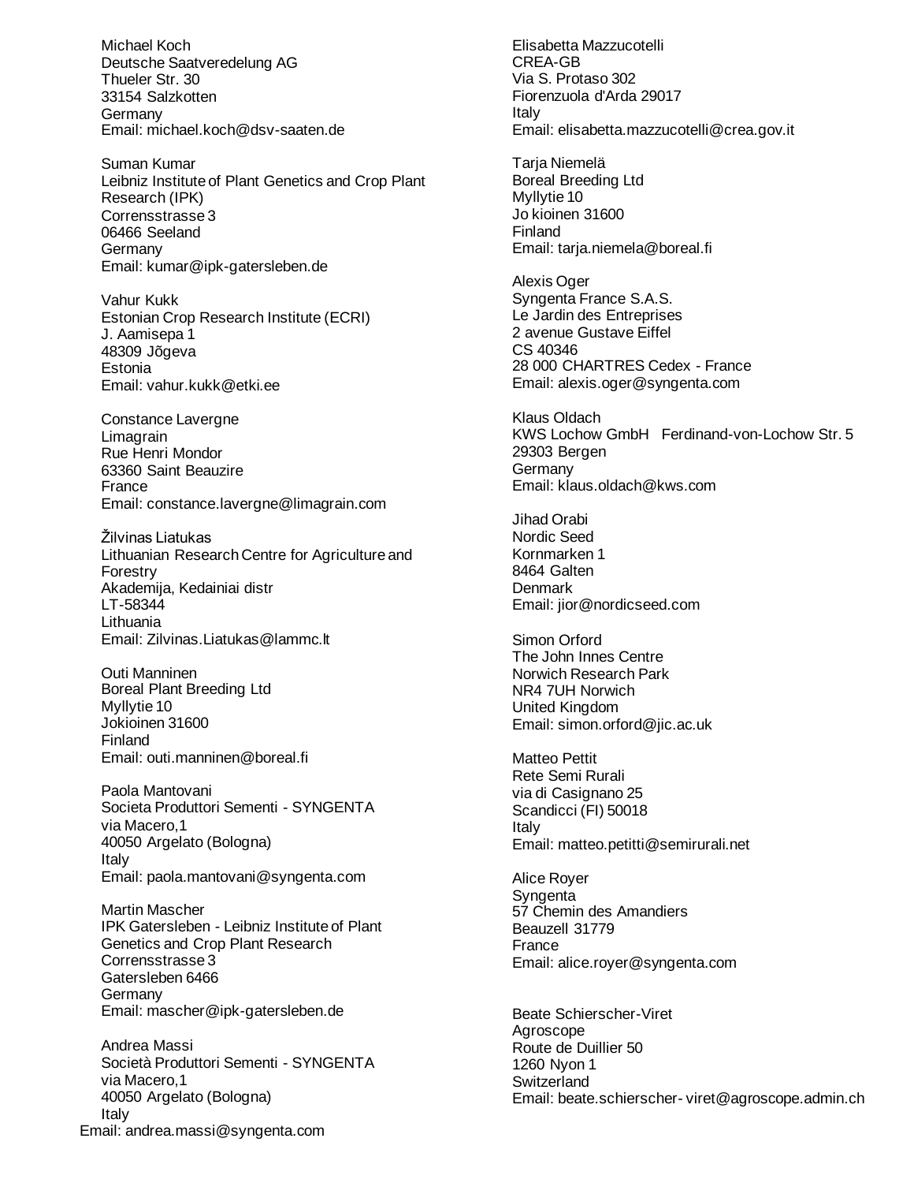Michael Koch
Deutsche Saatveredelung AG
Thueler Str. 30
33154 Salzkotten
Germany
Email: michael.koch@dsv-saaten.de

Suman Kumar
Leibniz Institute of Plant Genetics and Crop Plant Research (IPK)
Corrensstrasse 3
06466 Seeland
Germany
Email: kumar@ipk-gatersleben.de

Vahur Kukk
Estonian Crop Research Institute (ECRI)
J. Aamisepa 1
48309 Jõgeva
Estonia
Email: vahur.kukk@etki.ee

Constance Lavergne
Limagrain
Rue Henri Mondor
63360 Saint Beauzire
France
Email: constance.lavergne@limagrain.com

Žilvinas Liatukas
Lithuanian Research Centre for Agriculture and Forestry
Akademija, Kedainiai distr
LT-58344
Lithuania
Email: Zilvinas.Liatukas@lammc.lt

Outi Manninen
Boreal Plant Breeding Ltd
Myllytie 10
Jokioinen 31600
Finland
Email: outi.manninen@boreal.fi

Paola Mantovani
Societa Produttori Sementi - SYNGENTA
via Macero,1
40050 Argelato (Bologna)
Italy
Email: paola.mantovani@syngenta.com

Martin Mascher
IPK Gatersleben - Leibniz Institute of Plant Genetics and Crop Plant Research
Corrensstrasse 3
Gatersleben 6466
Germany
Email: mascher@ipk-gatersleben.de

Andrea Massi
Società Produttori Sementi - SYNGENTA
via Macero,1
40050 Argelato (Bologna)
Italy
Email: andrea.massi@syngenta.com

Elisabetta Mazzucotelli
CREA-GB
Via S. Protaso 302
Fiorenzuola d'Arda 29017
Italy
Email: elisabetta.mazzucotelli@crea.gov.it

Tarja Niemelä
Boreal Breeding Ltd
Myllytie 10
Jo kioinen 31600
Finland
Email: tarja.niemela@boreal.fi

Alexis Oger
Syngenta France S.A.S.
Le Jardin des Entreprises
2 avenue Gustave Eiffel
CS 40346
28 000 CHARTRES Cedex - France
Email: alexis.oger@syngenta.com

Klaus Oldach
KWS Lochow GmbH Ferdinand-von-Lochow Str. 5
29303 Bergen
Germany
Email: klaus.oldach@kws.com

Jihad Orabi
Nordic Seed
Kornmarken 1
8464 Galten
Denmark
Email: jior@nordicseed.com

Simon Orford
The John Innes Centre
Norwich Research Park
NR4 7UH Norwich
United Kingdom
Email: simon.orford@jic.ac.uk

Matteo Pettit
Rete Semi Rurali
via di Casignano 25
Scandicci (FI) 50018
Italy
Email: matteo.petitti@semirurali.net

Alice Royer
Syngenta
57 Chemin des Amandiers
Beauzell 31779
France
Email: alice.royer@syngenta.com

Beate Schierscher-Viret
Agroscope
Route de Duillier 50
1260 Nyon 1
Switzerland
Email: beate.schierscher- viret@agroscope.admin.ch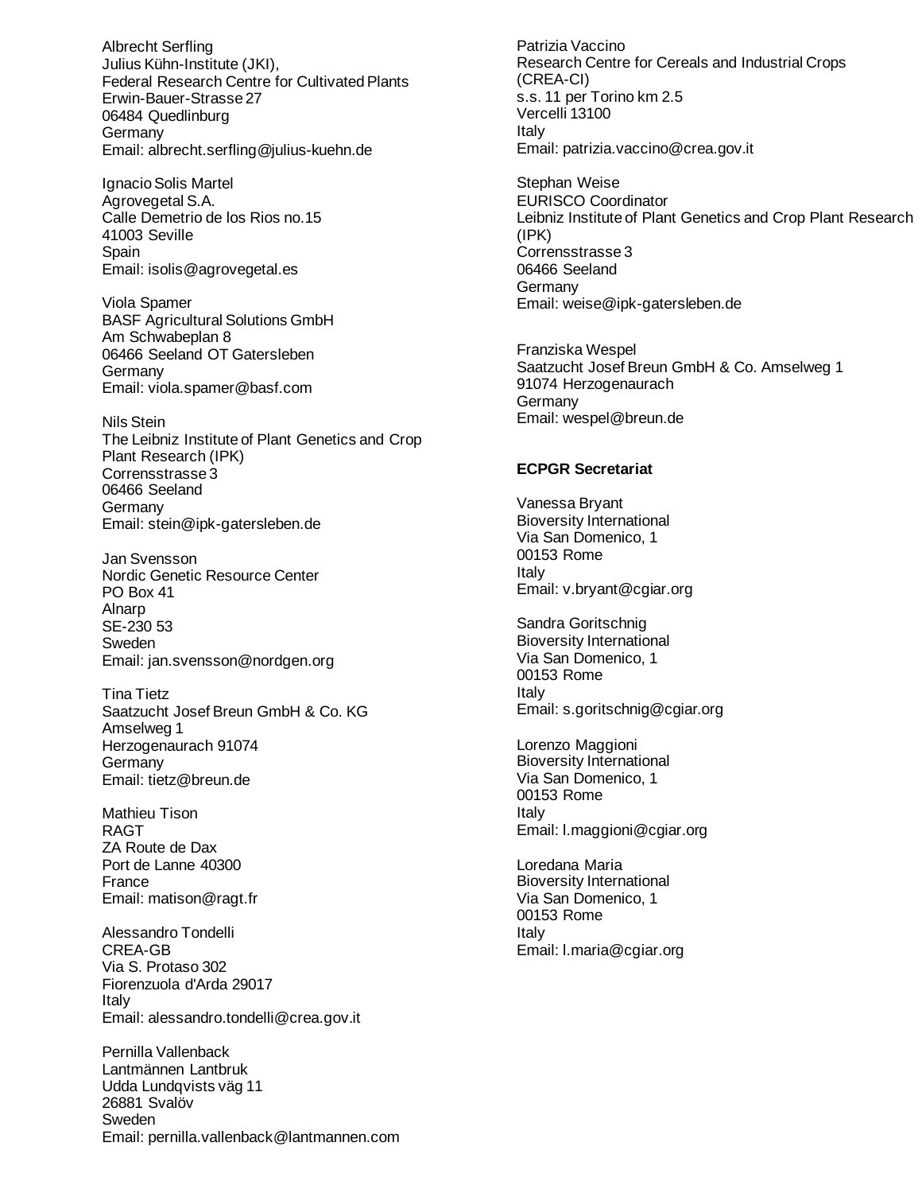Albrecht Serfling
Julius Kühn-Institute (JKI),
Federal Research Centre for Cultivated Plants
Erwin-Bauer-Strasse 27
06484 Quedlinburg
Germany
Email: albrecht.serfling@julius-kuehn.de

Ignacio Solis Martel
Agrovegetal S.A.
Calle Demetrio de los Rios no.15
41003 Seville
Spain
Email: isolis@agrovegetal.es

Viola Spamer
BASF Agricultural Solutions GmbH
Am Schwabeplan 8
06466 Seeland OT Gatersleben
Germany
Email: viola.spamer@basf.com

Nils Stein
The Leibniz Institute of Plant Genetics and Crop Plant Research (IPK)
Corrensstrasse 3
06466 Seeland
Germany
Email: stein@ipk-gatersleben.de

Jan Svensson
Nordic Genetic Resource Center
PO Box 41
Alnarp
SE-230 53
Sweden
Email: jan.svensson@nordgen.org

Tina Tietz
Saatzucht Josef Breun GmbH & Co. KG
Amselweg 1
Herzogenaurach 91074
Germany
Email: tietz@breun.de

Mathieu Tison
RAGT
ZA Route de Dax
Port de Lanne 40300
France
Email: matison@ragt.fr

Alessandro Tondelli
CREA-GB
Via S. Protaso 302
Fiorenzuola d'Arda 29017
Italy
Email: alessandro.tondelli@crea.gov.it

Pernilla Vallenback
Lantmännen Lantbruk
Udda Lundqvists väg 11
26881 Svalöv
Sweden
Email: pernilla.vallenback@lantmannen.com

Patrizia Vaccino
Research Centre for Cereals and Industrial Crops (CREA-CI)
s.s. 11 per Torino km 2.5
Vercelli 13100
Italy
Email: patrizia.vaccino@crea.gov.it

Stephan Weise
EURISCO Coordinator
Leibniz Institute of Plant Genetics and Crop Plant Research (IPK)
Corrensstrasse 3
06466 Seeland
Germany
Email: weise@ipk-gatersleben.de

Franziska Wespel
Saatzucht Josef Breun GmbH & Co. Amselweg 1
91074 Herzogenaurach
Germany
Email: wespel@breun.de

**ECPGR Secretariat**

Vanessa Bryant
Bioversity International
Via San Domenico, 1
00153 Rome
Italy
Email: v.bryant@cgiar.org

Sandra Goritschnig
Bioversity International
Via San Domenico, 1
00153 Rome
Italy
Email: s.goritschnig@cgiar.org

Lorenzo Maggioni
Bioversity International
Via San Domenico, 1
00153 Rome
Italy
Email: l.maggioni@cgiar.org

Loredana Maria
Bioversity International
Via San Domenico, 1
00153 Rome
Italy
Email: l.maria@cgiar.org